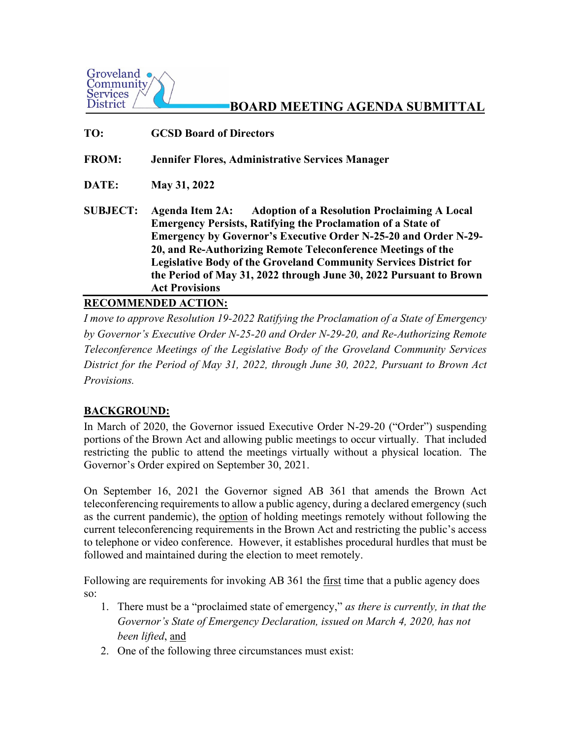Groveland Community Services District

# BOARD MEETING AGENDA SUBMITTAL

**TO:** **GCSD Board of Directors**

**FROM:** **Jennifer Flores, Administrative Services Manager**

**DATE:** **May 31, 2022**

**SUBJECT:** **Agenda Item 2A: Adoption of a Resolution Proclaiming A Local Emergency Persists, Ratifying the Proclamation of a State of Emergency by Governor's Executive Order N-25-20 and Order N-29-20, and Re-Authorizing Remote Teleconference Meetings of the Legislative Body of the Groveland Community Services District for the Period of May 31, 2022 through June 30, 2022 Pursuant to Brown Act Provisions**

## RECOMMENDED ACTION:

*I move to approve Resolution 19-2022 Ratifying the Proclamation of a State of Emergency by Governor's Executive Order N-25-20 and Order N-29-20, and Re-Authorizing Remote Teleconference Meetings of the Legislative Body of the Groveland Community Services District for the Period of May 31, 2022, through June 30, 2022, Pursuant to Brown Act Provisions.*

## BACKGROUND:

In March of 2020, the Governor issued Executive Order N-29-20 ("Order") suspending portions of the Brown Act and allowing public meetings to occur virtually. That included restricting the public to attend the meetings virtually without a physical location. The Governor's Order expired on September 30, 2021.

On September 16, 2021 the Governor signed AB 361 that amends the Brown Act teleconferencing requirements to allow a public agency, during a declared emergency (such as the current pandemic), the option of holding meetings remotely without following the current teleconferencing requirements in the Brown Act and restricting the public's access to telephone or video conference. However, it establishes procedural hurdles that must be followed and maintained during the election to meet remotely.

Following are requirements for invoking AB 361 the first time that a public agency does so:

1. There must be a "proclaimed state of emergency," *as there is currently, in that the Governor's State of Emergency Declaration, issued on March 4, 2020, has not been lifted*, and
2. One of the following three circumstances must exist: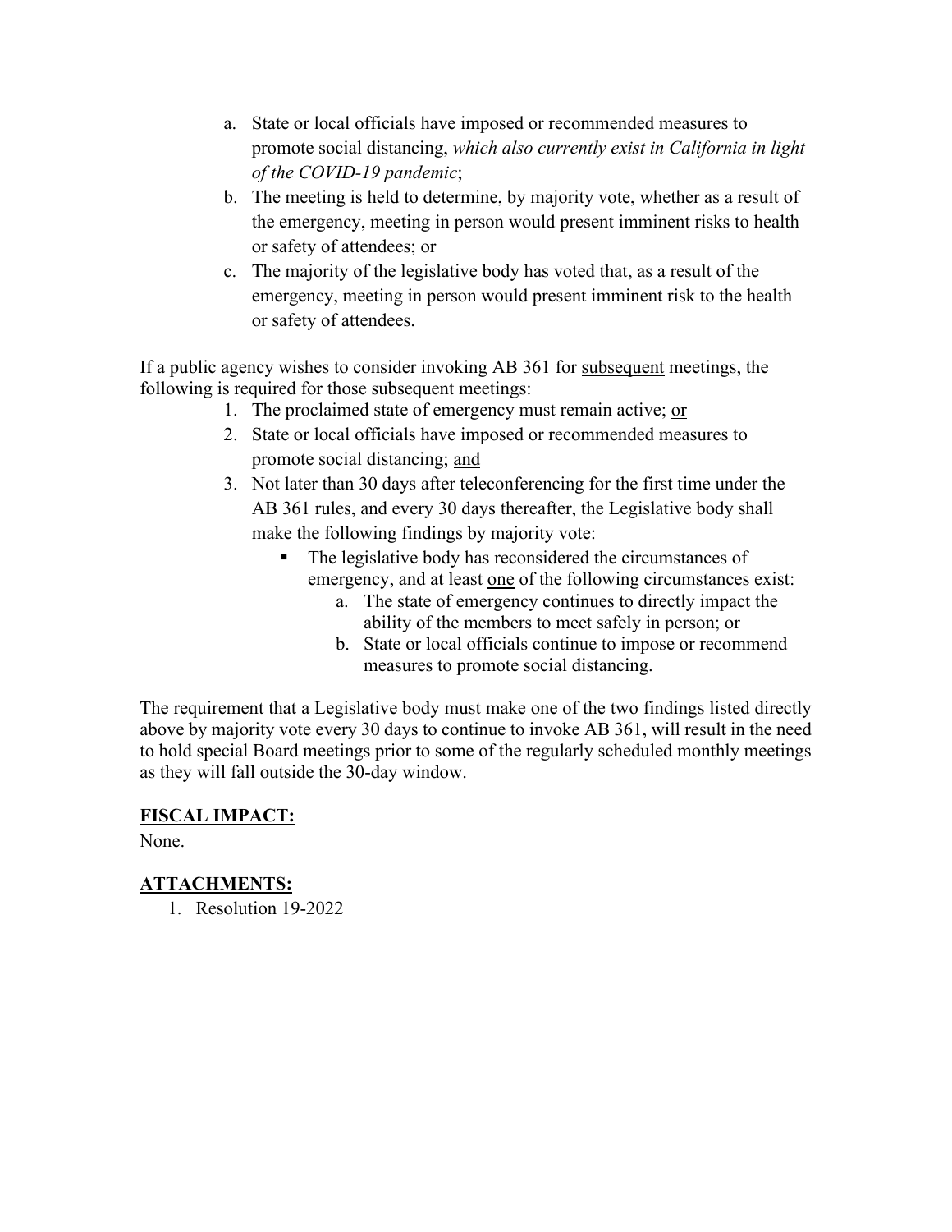a. State or local officials have imposed or recommended measures to promote social distancing, *which also currently exist in California in light of the COVID-19 pandemic*;
b. The meeting is held to determine, by majority vote, whether as a result of the emergency, meeting in person would present imminent risks to health or safety of attendees; or
c. The majority of the legislative body has voted that, as a result of the emergency, meeting in person would present imminent risk to the health or safety of attendees.

If a public agency wishes to consider invoking AB 361 for <u>subsequent</u> meetings, the following is required for those subsequent meetings:

1. The proclaimed state of emergency must remain active; <u>or</u>
2. State or local officials have imposed or recommended measures to promote social distancing; <u>and</u>
3. Not later than 30 days after teleconferencing for the first time under the AB 361 rules, <u>and every 30 days thereafter</u>, the Legislative body shall make the following findings by majority vote:
   - The legislative body has reconsidered the circumstances of emergency, and at least <u>one</u> of the following circumstances exist:
     a. The state of emergency continues to directly impact the ability of the members to meet safely in person; or
     b. State or local officials continue to impose or recommend measures to promote social distancing.

The requirement that a Legislative body must make one of the two findings listed directly above by majority vote every 30 days to continue to invoke AB 361, will result in the need to hold special Board meetings prior to some of the regularly scheduled monthly meetings as they will fall outside the 30-day window.

## FISCAL IMPACT:

None.

## ATTACHMENTS:

1. Resolution 19-2022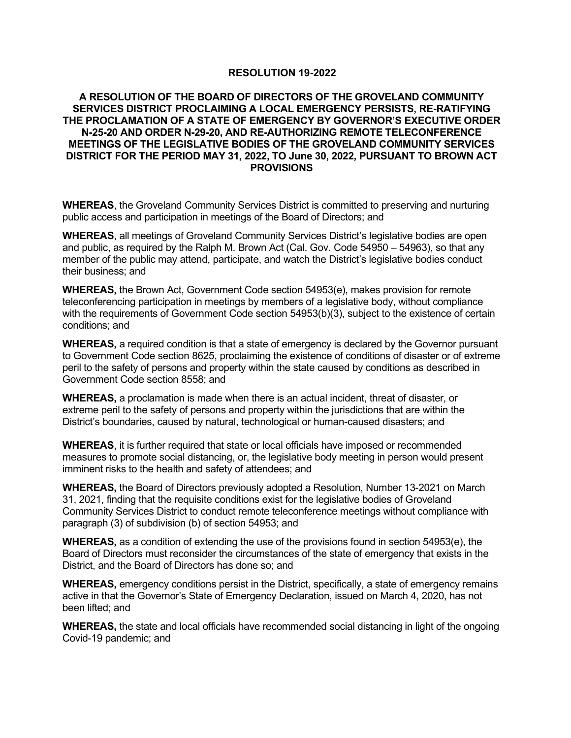**RESOLUTION 19-2022**

**A RESOLUTION OF THE BOARD OF DIRECTORS OF THE GROVELAND COMMUNITY SERVICES DISTRICT PROCLAIMING A LOCAL EMERGENCY PERSISTS, RE-RATIFYING THE PROCLAMATION OF A STATE OF EMERGENCY BY GOVERNOR'S EXECUTIVE ORDER N-25-20 AND ORDER N-29-20, AND RE-AUTHORIZING REMOTE TELECONFERENCE MEETINGS OF THE LEGISLATIVE BODIES OF THE GROVELAND COMMUNITY SERVICES DISTRICT FOR THE PERIOD MAY 31, 2022, TO June 30, 2022, PURSUANT TO BROWN ACT PROVISIONS**

**WHEREAS**, the Groveland Community Services District is committed to preserving and nurturing public access and participation in meetings of the Board of Directors; and

**WHEREAS**, all meetings of Groveland Community Services District's legislative bodies are open and public, as required by the Ralph M. Brown Act (Cal. Gov. Code 54950 – 54963), so that any member of the public may attend, participate, and watch the District's legislative bodies conduct their business; and

**WHEREAS,** the Brown Act, Government Code section 54953(e), makes provision for remote teleconferencing participation in meetings by members of a legislative body, without compliance with the requirements of Government Code section 54953(b)(3), subject to the existence of certain conditions; and

**WHEREAS,** a required condition is that a state of emergency is declared by the Governor pursuant to Government Code section 8625, proclaiming the existence of conditions of disaster or of extreme peril to the safety of persons and property within the state caused by conditions as described in Government Code section 8558; and

**WHEREAS,** a proclamation is made when there is an actual incident, threat of disaster, or extreme peril to the safety of persons and property within the jurisdictions that are within the District's boundaries, caused by natural, technological or human-caused disasters; and

**WHEREAS**, it is further required that state or local officials have imposed or recommended measures to promote social distancing, or, the legislative body meeting in person would present imminent risks to the health and safety of attendees; and

**WHEREAS,** the Board of Directors previously adopted a Resolution, Number 13-2021 on March 31, 2021, finding that the requisite conditions exist for the legislative bodies of Groveland Community Services District to conduct remote teleconference meetings without compliance with paragraph (3) of subdivision (b) of section 54953; and

**WHEREAS,** as a condition of extending the use of the provisions found in section 54953(e), the Board of Directors must reconsider the circumstances of the state of emergency that exists in the District, and the Board of Directors has done so; and

**WHEREAS,** emergency conditions persist in the District, specifically, a state of emergency remains active in that the Governor's State of Emergency Declaration, issued on March 4, 2020, has not been lifted; and

**WHEREAS,** the state and local officials have recommended social distancing in light of the ongoing Covid-19 pandemic; and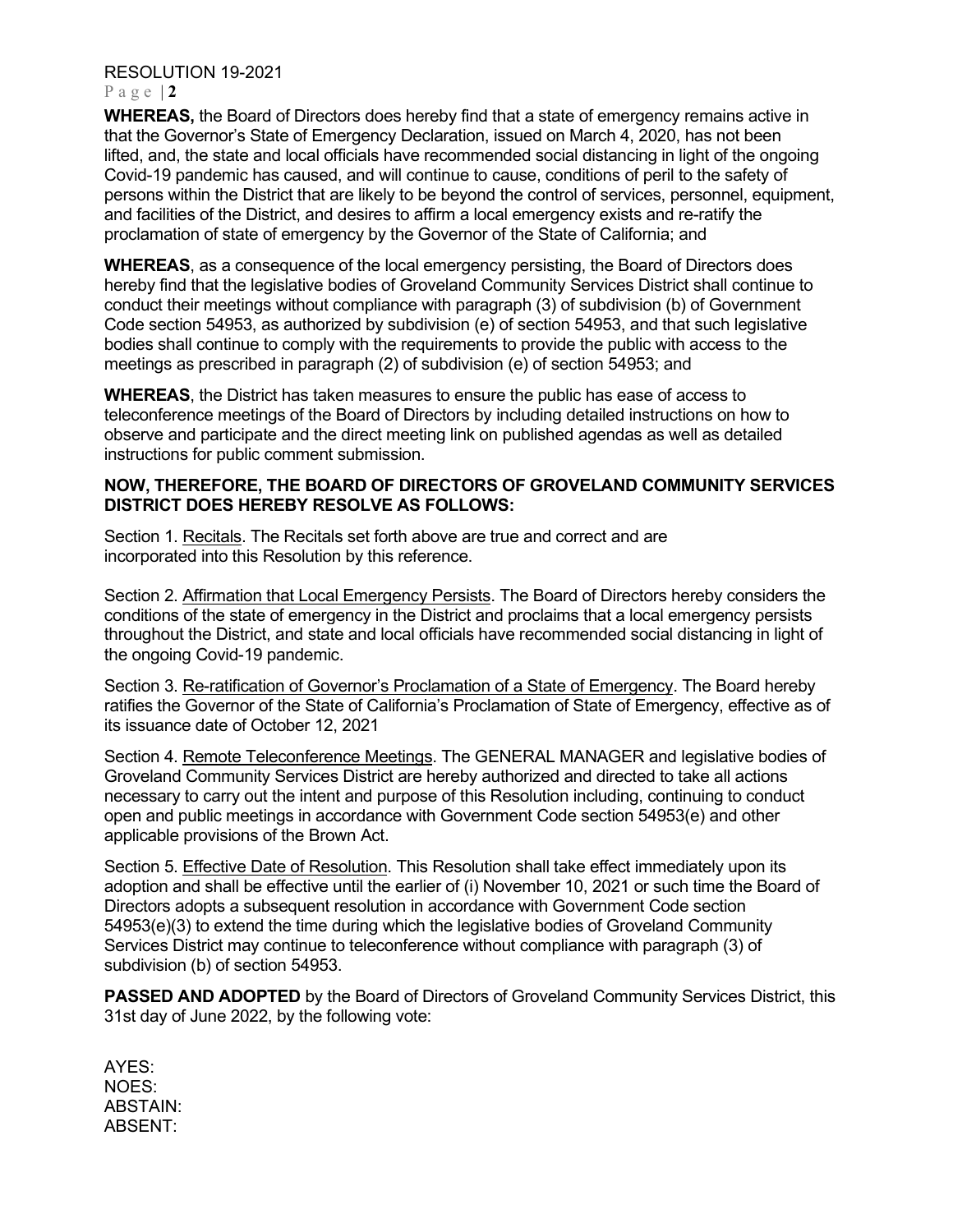**WHEREAS,** the Board of Directors does hereby find that a state of emergency remains active in that the Governor's State of Emergency Declaration, issued on March 4, 2020, has not been lifted, and, the state and local officials have recommended social distancing in light of the ongoing Covid-19 pandemic has caused, and will continue to cause, conditions of peril to the safety of persons within the District that are likely to be beyond the control of services, personnel, equipment, and facilities of the District, and desires to affirm a local emergency exists and re-ratify the proclamation of state of emergency by the Governor of the State of California; and

**WHEREAS**, as a consequence of the local emergency persisting, the Board of Directors does hereby find that the legislative bodies of Groveland Community Services District shall continue to conduct their meetings without compliance with paragraph (3) of subdivision (b) of Government Code section 54953, as authorized by subdivision (e) of section 54953, and that such legislative bodies shall continue to comply with the requirements to provide the public with access to the meetings as prescribed in paragraph (2) of subdivision (e) of section 54953; and

**WHEREAS**, the District has taken measures to ensure the public has ease of access to teleconference meetings of the Board of Directors by including detailed instructions on how to observe and participate and the direct meeting link on published agendas as well as detailed instructions for public comment submission.

**NOW, THEREFORE, THE BOARD OF DIRECTORS OF GROVELAND COMMUNITY SERVICES DISTRICT DOES HEREBY RESOLVE AS FOLLOWS:**

Section 1. Recitals. The Recitals set forth above are true and correct and are incorporated into this Resolution by this reference.

Section 2. Affirmation that Local Emergency Persists. The Board of Directors hereby considers the conditions of the state of emergency in the District and proclaims that a local emergency persists throughout the District, and state and local officials have recommended social distancing in light of the ongoing Covid-19 pandemic.

Section 3. Re-ratification of Governor's Proclamation of a State of Emergency. The Board hereby ratifies the Governor of the State of California's Proclamation of State of Emergency, effective as of its issuance date of October 12, 2021

Section 4. Remote Teleconference Meetings. The GENERAL MANAGER and legislative bodies of Groveland Community Services District are hereby authorized and directed to take all actions necessary to carry out the intent and purpose of this Resolution including, continuing to conduct open and public meetings in accordance with Government Code section 54953(e) and other applicable provisions of the Brown Act.

Section 5. Effective Date of Resolution. This Resolution shall take effect immediately upon its adoption and shall be effective until the earlier of (i) November 10, 2021 or such time the Board of Directors adopts a subsequent resolution in accordance with Government Code section 54953(e)(3) to extend the time during which the legislative bodies of Groveland Community Services District may continue to teleconference without compliance with paragraph (3) of subdivision (b) of section 54953.

**PASSED AND ADOPTED** by the Board of Directors of Groveland Community Services District, this 31st day of June 2022, by the following vote:

AYES:
NOES:
ABSTAIN:
ABSENT: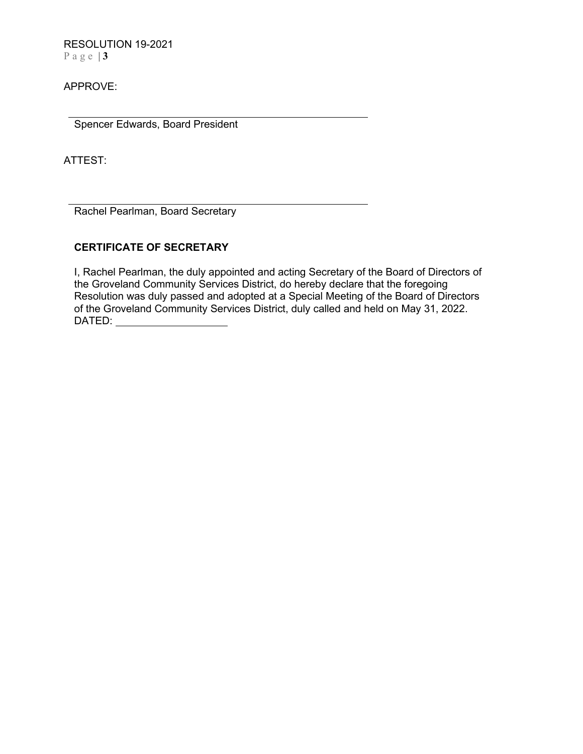APPROVE:

\_\_\_\_\_\_\_\_\_\_\_\_\_\_\_\_\_\_\_\_\_\_\_\_\_\_\_\_\_\_\_\_\_\_\_\_\_\_\_\_

Spencer Edwards, Board President

ATTEST:

\_\_\_\_\_\_\_\_\_\_\_\_\_\_\_\_\_\_\_\_\_\_\_\_\_\_\_\_\_\_\_\_\_\_\_\_\_\_\_\_

Rachel Pearlman, Board Secretary

**CERTIFICATE OF SECRETARY**

I, Rachel Pearlman, the duly appointed and acting Secretary of the Board of Directors of the Groveland Community Services District, do hereby declare that the foregoing Resolution was duly passed and adopted at a Special Meeting of the Board of Directors of the Groveland Community Services District, duly called and held on May 31, 2022.

DATED: \_\_\_\_\_\_\_\_\_\_\_\_\_\_\_\_\_\_\_\_